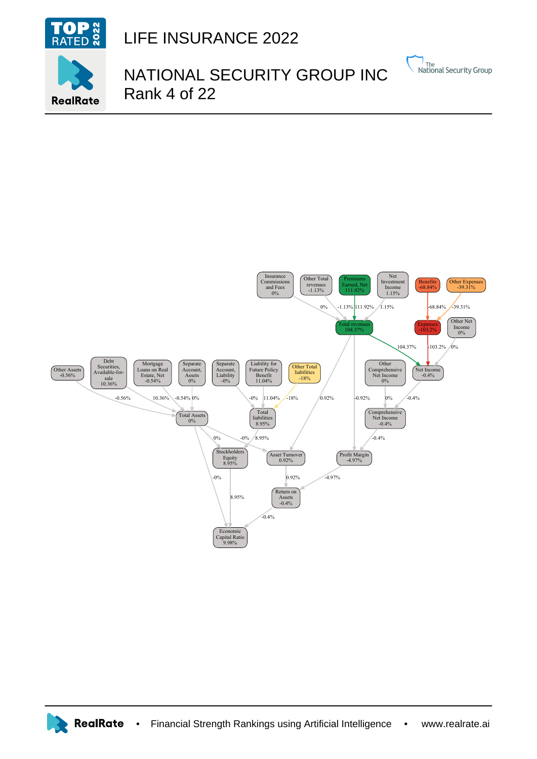# LIFE INSURANCE 2022

## NATIONAL SECURITY GROUP INC
Rank 4 of 22

Insurance Commissions and Fees 0%

Other Total revenues -1.13%

Premiums Earned, Net 111.92%

Net Investment Income 1.15%

Benefits -68.84%

Other Expenses -39.31%

Total revenues 104.37%

Expenses -103.2%

Other Net Income 0%

Other Assets -0.56%

Debt Securities, Available-for-sale 10.36%

Mortgage Loans on Real Estate, Net -0.54%

Separate Account, Assets 0%

Separate Account, Liability -0%

Liability for Future Policy Benefit 11.04%

Other Total liabilities -18%

Other Comprehensive Net Income 0%

Net Income -0.4%

Total Assets 0%

Total liabilities 8.95%

Comprehensive Net Income -0.4%

Stockholders Equity 8.95%

Asset Turnover 0.92%

Profit Margin -4.97%

Return on Assets -0.4%

Economic Capital Ratio 9.98%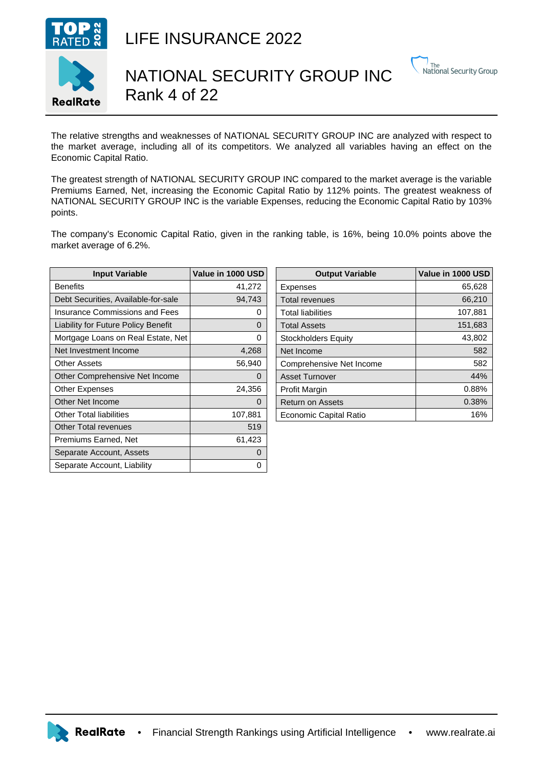# LIFE INSURANCE 2022

# NATIONAL SECURITY GROUP INC
Rank 4 of 22

The relative strengths and weaknesses of NATIONAL SECURITY GROUP INC are analyzed with respect to the market average, including all of its competitors. We analyzed all variables having an effect on the Economic Capital Ratio.

The greatest strength of NATIONAL SECURITY GROUP INC compared to the market average is the variable Premiums Earned, Net, increasing the Economic Capital Ratio by 112% points. The greatest weakness of NATIONAL SECURITY GROUP INC is the variable Expenses, reducing the Economic Capital Ratio by 103% points.

The company's Economic Capital Ratio, given in the ranking table, is 16%, being 10.0% points above the market average of 6.2%.

| Input Variable | Value in 1000 USD |
|---|---|
| Benefits | 41,272 |
| Debt Securities, Available-for-sale | 94,743 |
| Insurance Commissions and Fees | 0 |
| Liability for Future Policy Benefit | 0 |
| Mortgage Loans on Real Estate, Net | 0 |
| Net Investment Income | 4,268 |
| Other Assets | 56,940 |
| Other Comprehensive Net Income | 0 |
| Other Expenses | 24,356 |
| Other Net Income | 0 |
| Other Total liabilities | 107,881 |
| Other Total revenues | 519 |
| Premiums Earned, Net | 61,423 |
| Separate Account, Assets | 0 |
| Separate Account, Liability | 0 |

| Output Variable | Value in 1000 USD |
|---|---|
| Expenses | 65,628 |
| Total revenues | 66,210 |
| Total liabilities | 107,881 |
| Total Assets | 151,683 |
| Stockholders Equity | 43,802 |
| Net Income | 582 |
| Comprehensive Net Income | 582 |
| Asset Turnover | 44% |
| Profit Margin | 0.88% |
| Return on Assets | 0.38% |
| Economic Capital Ratio | 16% |